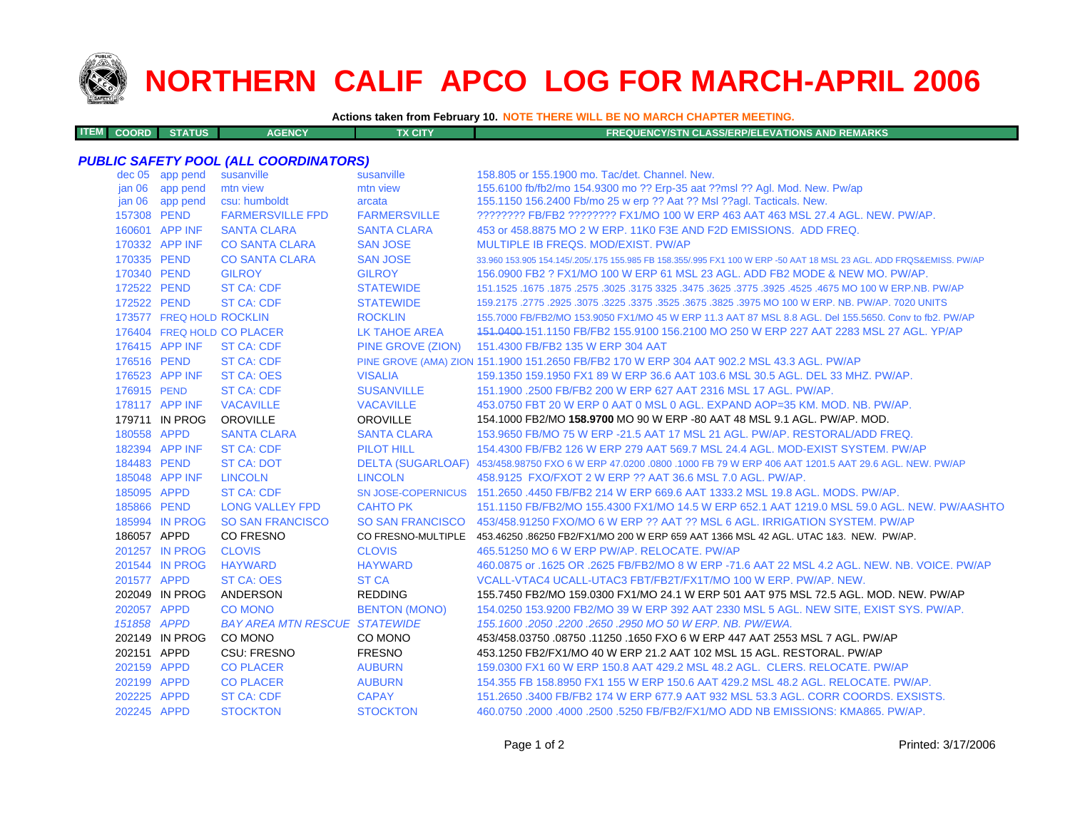# NORTHERN CALIF APCO LOG FOR MARCH-APRIL 2006

**Actions taken from February 10. NOTE THERE WILL BE NO MARCH CHAPTER MEETING.**

| ITEM | COORD | STATUS | AGENCY | TX CITY | FREQUENCY/STN CLASS/ERP/ELEVATIONS AND REMARKS |
|---|---|---|---|---|---|

### *PUBLIC SAFETY POOL (ALL COORDINATORS)*

| ITEM COORD | STATUS | AGENCY | TX CITY | FREQUENCY/STN CLASS/ERP/ELEVATIONS AND REMARKS |
|---|---|---|---|---|
| dec 05 | app pend | susanville | susanville | 158.805 or 155.1900 mo. Tac/det. Channel. New. |
| jan 06 | app pend | mtn view | mtn view | 155.6100 fb/fb2/mo 154.9300 mo ?? Erp-35 aat ??msl ?? Agl. Mod. New. Pw/ap |
| jan 06 | app pend | csu: humboldt | arcata | 155.1150 156.2400 Fb/mo 25 w erp ?? Aat ?? Msl ??agl. Tacticals. New. |
| 157308 | PEND | FARMERSVILLE FPD | FARMERSVILLE | ???????? FB/FB2 ???????? FX1/MO 100 W ERP 463 AAT 463 MSL 27.4 AGL. NEW. PW/AP. |
| 160601 | APP INF | SANTA CLARA | SANTA CLARA | 453 or 458.8875 MO 2 W ERP. 11K0 F3E AND F2D EMISSIONS. ADD FREQ. |
| 170332 | APP INF | CO SANTA CLARA | SAN JOSE | MULTIPLE IB FREQS. MOD/EXIST. PW/AP |
| 170335 | PEND | CO SANTA CLARA | SAN JOSE | 33.960 153.905 154.145/.205/.175 155.985 FB 158.355/.995 FX1 100 W ERP -50 AAT 18 MSL 23 AGL. ADD FRQS&EMISS. PW/AP |
| 170340 | PEND | GILROY | GILROY | 156.0900 FB2 ? FX1/MO 100 W ERP 61 MSL 23 AGL. ADD FB2 MODE & NEW MO. PW/AP. |
| 172522 | PEND | ST CA: CDF | STATEWIDE | 151.1525 .1675 .1875 .2575 .3025 .3175 3325 .3475 .3625 .3775 .3925 .4525 .4675 MO 100 W ERP.NB. PW/AP |
| 172522 | PEND | ST CA: CDF | STATEWIDE | 159.2175 .2775 .2925 .3075 .3225 .3375 .3525 .3675 .3825 .3975 MO 100 W ERP. NB. PW/AP. 7020 UNITS |
| 173577 | FREQ HOLD | ROCKLIN | ROCKLIN | 155.7000 FB/FB2/MO 153.9050 FX1/MO 45 W ERP 11.3 AAT 87 MSL 8.8 AGL. Del 155.5650. Conv to fb2. PW/AP |
| 176404 | FREQ HOLD | CO PLACER | LK TAHOE AREA | ~~151.0400~~ 151.1150 FB/FB2 155.9100 156.2100 MO 250 W ERP 227 AAT 2283 MSL 27 AGL. YP/AP |
| 176415 | APP INF | ST CA: CDF | PINE GROVE (ZION) | 151.4300 FB/FB2 135 W ERP 304 AAT |
| 176516 | PEND | ST CA: CDF | PINE GROVE (AMA) ZION | 151.1900 151.2650 FB/FB2 170 W ERP 304 AAT 902.2 MSL 43.3 AGL. PW/AP |
| 176523 | APP INF | ST CA: OES | VISALIA | 159.1350 159.1950 FX1 89 W ERP 36.6 AAT 103.6 MSL 30.5 AGL. DEL 33 MHZ. PW/AP. |
| 176915 | PEND | ST CA: CDF | SUSANVILLE | 151.1900 .2500 FB/FB2 200 W ERP 627 AAT 2316 MSL 17 AGL. PW/AP. |
| 178117 | APP INF | VACAVILLE | VACAVILLE | 453.0750 FBT 20 W ERP 0 AAT 0 MSL 0 AGL. EXPAND AOP=35 KM. MOD. NB. PW/AP. |
| 179711 | IN PROG | OROVILLE | OROVILLE | 154.1000 FB2/MO **158.9700** MO 90 W ERP -80 AAT 48 MSL 9.1 AGL. PW/AP. MOD. |
| 180558 | APPD | SANTA CLARA | SANTA CLARA | 153.9650 FB/MO 75 W ERP -21.5 AAT 17 MSL 21 AGL. PW/AP. RESTORAL/ADD FREQ. |
| 182394 | APP INF | ST CA: CDF | PILOT HILL | 154.4300 FB/FB2 126 W ERP 279 AAT 569.7 MSL 24.4 AGL. MOD-EXIST SYSTEM. PW/AP |
| 184483 | PEND | ST CA: DOT | DELTA (SUGARLOAF) | 453/458.98750 FXO 6 W ERP 47.0200 .0800 .1000 FB 79 W ERP 406 AAT 1201.5 AAT 29.6 AGL. NEW. PW/AP |
| 185048 | APP INF | LINCOLN | LINCOLN | 458.9125 FXO/FXOT 2 W ERP ?? AAT 36.6 MSL 7.0 AGL. PW/AP. |
| 185095 | APPD | ST CA: CDF | SN JOSE-COPERNICUS | 151.2650 .4450 FB/FB2 214 W ERP 669.6 AAT 1333.2 MSL 19.8 AGL. MODS. PW/AP. |
| 185866 | PEND | LONG VALLEY FPD | CAHTO PK | 151.1150 FB/FB2/MO 155.4300 FX1/MO 14.5 W ERP 652.1 AAT 1219.0 MSL 59.0 AGL. NEW. PW/AASHTO |
| 185994 | IN PROG | SO SAN FRANCISCO | SO SAN FRANCISCO | 453/458.91250 FXO/MO 6 W ERP ?? AAT ?? MSL 6 AGL. IRRIGATION SYSTEM. PW/AP |
| 186057 | APPD | CO FRESNO | CO FRESNO-MULTIPLE | 453.46250 .86250 FB2/FX1/MO 200 W ERP 659 AAT 1366 MSL 42 AGL. UTAC 1&3. NEW. PW/AP. |
| 201257 | IN PROG | CLOVIS | CLOVIS | 465.51250 MO 6 W ERP PW/AP. RELOCATE. PW/AP |
| 201544 | IN PROG | HAYWARD | HAYWARD | 460.0875 or .1625 OR .2625 FB/FB2/MO 8 W ERP -71.6 AAT 22 MSL 4.2 AGL. NEW. NB. VOICE. PW/AP |
| 201577 | APPD | ST CA: OES | ST CA | VCALL-VTAC4 UCALL-UTAC3 FBT/FB2T/FX1T/MO 100 W ERP. PW/AP. NEW. |
| 202049 | IN PROG | ANDERSON | REDDING | 155.7450 FB2/MO 159.0300 FX1/MO 24.1 W ERP 501 AAT 975 MSL 72.5 AGL. MOD. NEW. PW/AP |
| 202057 | APPD | CO MONO | BENTON (MONO) | 154.0250 153.9200 FB2/MO 39 W ERP 392 AAT 2330 MSL 5 AGL. NEW SITE, EXIST SYS. PW/AP. |
| *151858* | *APPD* | *BAY AREA MTN RESCUE* | *STATEWIDE* | *155.1600 .2050 .2200 .2650 .2950 MO 50 W ERP. NB. PW/EWA.* |
| 202149 | IN PROG | CO MONO | CO MONO | 453/458.03750 .08750 .11250 .1650 FXO 6 W ERP 447 AAT 2553 MSL 7 AGL. PW/AP |
| 202151 | APPD | CSU: FRESNO | FRESNO | 453.1250 FB2/FX1/MO 40 W ERP 21.2 AAT 102 MSL 15 AGL. RESTORAL. PW/AP |
| 202159 | APPD | CO PLACER | AUBURN | 159.0300 FX1 60 W ERP 150.8 AAT 429.2 MSL 48.2 AGL. CLERS. RELOCATE. PW/AP |
| 202199 | APPD | CO PLACER | AUBURN | 154.355 FB 158.8950 FX1 155 W ERP 150.6 AAT 429.2 MSL 48.2 AGL. RELOCATE. PW/AP. |
| 202225 | APPD | ST CA: CDF | CAPAY | 151.2650 .3400 FB/FB2 174 W ERP 677.9 AAT 932 MSL 53.3 AGL. CORR COORDS. EXSISTS. |
| 202245 | APPD | STOCKTON | STOCKTON | 460.0750 .2000 .4000 .2500 .5250 FB/FB2/FX1/MO ADD NB EMISSIONS: KMA865. PW/AP. |

Printed: 3/17/2006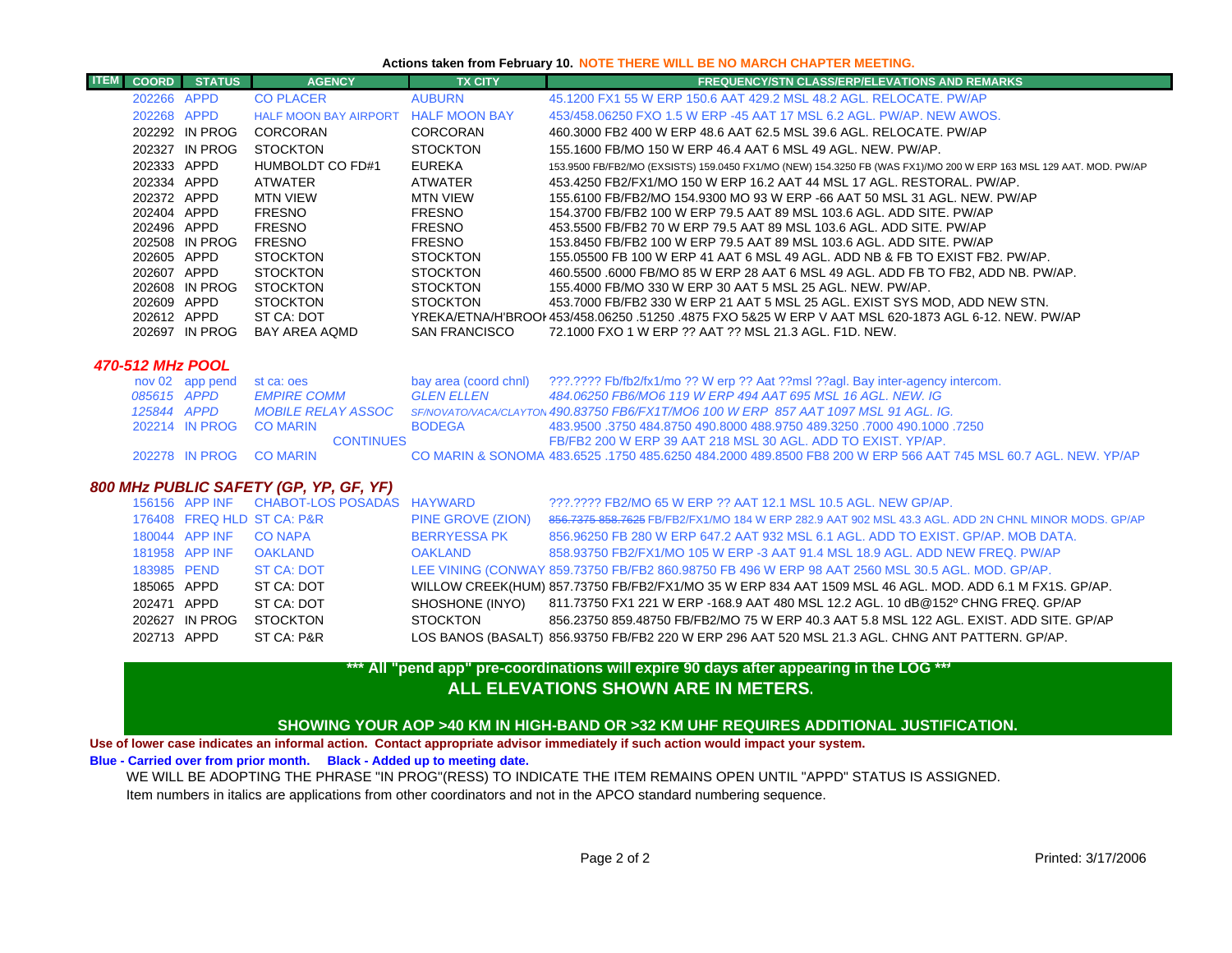**Actions taken from February 10. NOTE THERE WILL BE NO MARCH CHAPTER MEETING.**

| ITEM | COORD | STATUS | AGENCY | TX CITY | FREQUENCY/STN CLASS/ERP/ELEVATIONS AND REMARKS |
|---|---|---|---|---|---|
| | 202266 | APPD | CO PLACER | AUBURN | 45.1200 FX1 55 W ERP 150.6 AAT 429.2 MSL 48.2 AGL. RELOCATE. PW/AP |
| | 202268 | APPD | HALF MOON BAY AIRPORT | HALF MOON BAY | 453/458.06250 FXO 1.5 W ERP -45 AAT 17 MSL 6.2 AGL. PW/AP. NEW AWOS. |
| | 202292 | IN PROG | CORCORAN | CORCORAN | 460.3000 FB2 400 W ERP 48.6 AAT 62.5 MSL 39.6 AGL. RELOCATE. PW/AP |
| | 202327 | IN PROG | STOCKTON | STOCKTON | 155.1600 FB/MO 150 W ERP 46.4 AAT 6 MSL 49 AGL. NEW. PW/AP. |
| | 202333 | APPD | HUMBOLDT CO FD#1 | EUREKA | 153.9500 FB/FB2/MO (EXSISTS) 159.0450 FX1/MO (NEW) 154.3250 FB (WAS FX1)/MO 200 W ERP 163 MSL 129 AAT. MOD. PW/AP |
| | 202334 | APPD | ATWATER | ATWATER | 453.4250 FB2/FX1/MO 150 W ERP 16.2 AAT 44 MSL 17 AGL. RESTORAL. PW/AP. |
| | 202372 | APPD | MTN VIEW | MTN VIEW | 155.6100 FB/FB2/MO 154.9300 MO 93 W ERP -66 AAT 50 MSL 31 AGL. NEW. PW/AP |
| | 202404 | APPD | FRESNO | FRESNO | 154.3700 FB/FB2 100 W ERP 79.5 AAT 89 MSL 103.6 AGL. ADD SITE. PW/AP |
| | 202496 | APPD | FRESNO | FRESNO | 453.5500 FB/FB2 70 W ERP 79.5 AAT 89 MSL 103.6 AGL. ADD SITE. PW/AP |
| | 202508 | IN PROG | FRESNO | FRESNO | 153.8450 FB/FB2 100 W ERP 79.5 AAT 89 MSL 103.6 AGL. ADD SITE. PW/AP |
| | 202605 | APPD | STOCKTON | STOCKTON | 155.05500 FB 100 W ERP 41 AAT 6 MSL 49 AGL. ADD NB & FB TO EXIST FB2. PW/AP. |
| | 202607 | APPD | STOCKTON | STOCKTON | 460.5500 .6000 FB/MO 85 W ERP 28 AAT 6 MSL 49 AGL. ADD FB TO FB2, ADD NB. PW/AP. |
| | 202608 | IN PROG | STOCKTON | STOCKTON | 155.4000 FB/MO 330 W ERP 30 AAT 5 MSL 25 AGL. NEW. PW/AP. |
| | 202609 | APPD | STOCKTON | STOCKTON | 453.7000 FB/FB2 330 W ERP 21 AAT 5 MSL 25 AGL. EXIST SYS MOD, ADD NEW STN. |
| | 202612 | APPD | ST CA: DOT | YREKA/ETNA/H'BROOK | 453/458.06250 .51250 .4875 FXO 5&25 W ERP V AAT MSL 620-1873 AGL 6-12. NEW. PW/AP |
| | 202697 | IN PROG | BAY AREA AQMD | SAN FRANCISCO | 72.1000 FXO 1 W ERP ?? AAT ?? MSL 21.3 AGL. F1D. NEW. |

### *470-512 MHz POOL*

| | | | | | |
|---|---|---|---|---|---|
| | nov 02 | app pend | st ca: oes | bay area (coord chnl) | ???.???? Fb/fb2/fx1/mo ?? W erp ?? Aat ??msl ??agl. Bay inter-agency intercom. |
| | *085615* | *APPD* | *EMPIRE COMM* | *GLEN ELLEN* | *484.06250 FB6/MO6 119 W ERP 494 AAT 695 MSL 16 AGL. NEW. IG* |
| | *125844* | *APPD* | *MOBILE RELAY ASSOC* | *SF/NOVATO/VACA/CLAYTON* | *490.83750 FB6/FX1T/MO6 100 W ERP 857 AAT 1097 MSL 91 AGL. IG.* |
| | 202214 | IN PROG | CO MARIN | BODEGA | 483.9500 .3750 484.8750 490.8000 488.9750 489.3250 .7000 490.1000 .7250 |
| | | | CONTINUES | | FB/FB2 200 W ERP 39 AAT 218 MSL 30 AGL. ADD TO EXIST. YP/AP. |
| | 202278 | IN PROG | CO MARIN | CO MARIN & SONOMA | 483.6525 .1750 485.6250 484.2000 489.8500 FB8 200 W ERP 566 AAT 745 MSL 60.7 AGL. NEW. YP/AP |

### *800 MHz PUBLIC SAFETY (GP, YP, GF, YF)*

| | | | | | |
|---|---|---|---|---|---|
| | 156156 | APP INF | CHABOT-LOS POSADAS | HAYWARD | ???.???? FB2/MO 65 W ERP ?? AAT 12.1 MSL 10.5 AGL. NEW GP/AP. |
| | 176408 | FREQ HLD | ST CA: P&R | PINE GROVE (ZION) | ~~856.7375 858.7625~~ FB/FB2/FX1/MO 184 W ERP 282.9 AAT 902 MSL 43.3 AGL. ADD 2N CHNL MINOR MODS. GP/AP |
| | 180044 | APP INF | CO NAPA | BERRYESSA PK | 856.96250 FB 280 W ERP 647.2 AAT 932 MSL 6.1 AGL. ADD TO EXIST. GP/AP. MOB DATA. |
| | 181958 | APP INF | OAKLAND | OAKLAND | 858.93750 FB2/FX1/MO 105 W ERP -3 AAT 91.4 MSL 18.9 AGL. ADD NEW FREQ. PW/AP |
| | 183985 | PEND | ST CA: DOT | LEE VINING (CONWAY) | 859.73750 FB/FB2 860.98750 FB 496 W ERP 98 AAT 2560 MSL 30.5 AGL. MOD. GP/AP. |
| | 185065 | APPD | ST CA: DOT | WILLOW CREEK(HUM) | 857.73750 FB/FB2/FX1/MO 35 W ERP 834 AAT 1509 MSL 46 AGL. MOD. ADD 6.1 M FX1S. GP/AP. |
| | 202471 | APPD | ST CA: DOT | SHOSHONE (INYO) | 811.73750 FX1 221 W ERP -168.9 AAT 480 MSL 12.2 AGL. 10 dB@152º CHNG FREQ. GP/AP |
| | 202627 | IN PROG | STOCKTON | STOCKTON | 856.23750 859.48750 FB/FB2/MO 75 W ERP 40.3 AAT 5.8 MSL 122 AGL. EXIST. ADD SITE. GP/AP |
| | 202713 | APPD | ST CA: P&R | LOS BANOS (BASALT) | 856.93750 FB/FB2 220 W ERP 296 AAT 520 MSL 21.3 AGL. CHNG ANT PATTERN. GP/AP. |

**\*\*\* All "pend app" pre-coordinations will expire 90 days after appearing in the LOG \*\*\***

**ALL ELEVATIONS SHOWN ARE IN METERS.**

**SHOWING YOUR AOP >40 KM IN HIGH-BAND OR >32 KM UHF REQUIRES ADDITIONAL JUSTIFICATION.**

**Use of lower case indicates an informal action. Contact appropriate advisor immediately if such action would impact your system.**

**Blue - Carried over from prior month. Black - Added up to meeting date.**

WE WILL BE ADOPTING THE PHRASE "IN PROG"(RESS) TO INDICATE THE ITEM REMAINS OPEN UNTIL "APPD" STATUS IS ASSIGNED.

Item numbers in italics are applications from other coordinators and not in the APCO standard numbering sequence.

Printed: 3/17/2006